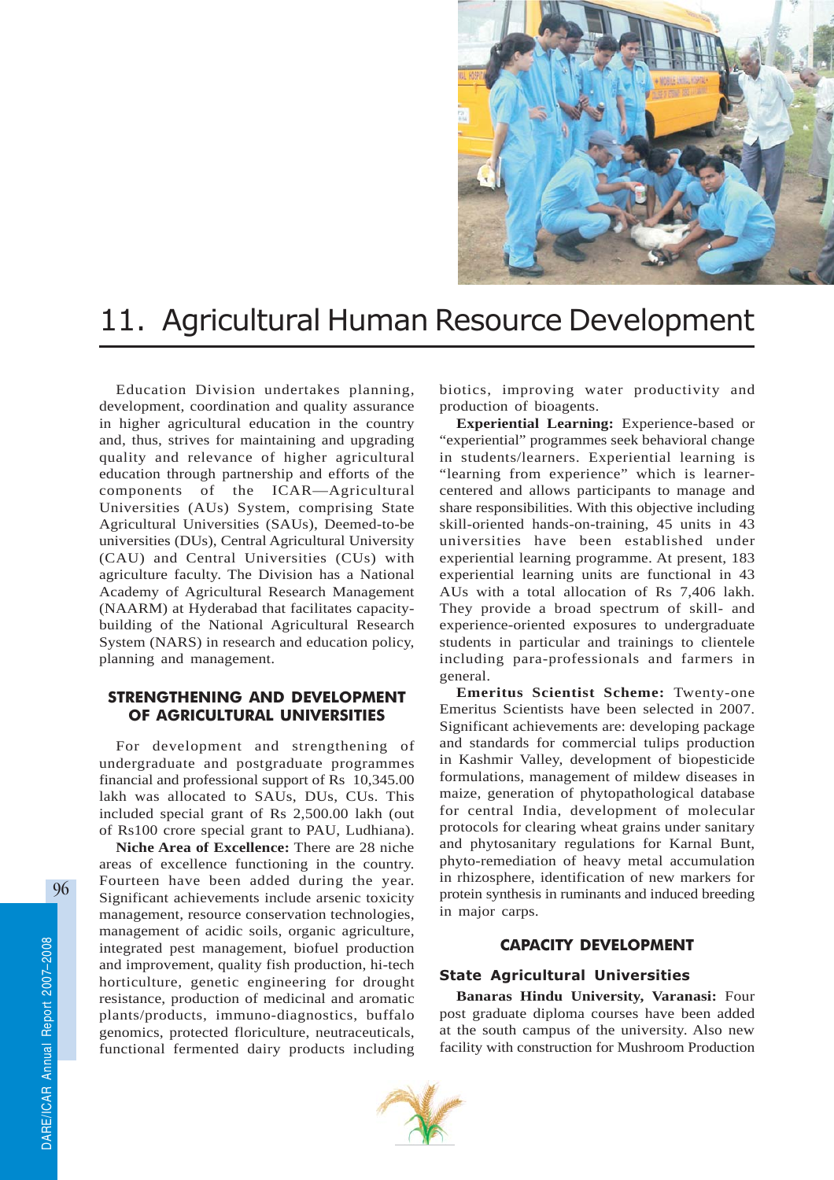# 11. Agricultural Human Resource Development

Education Division undertakes planning, development, coordination and quality assurance in higher agricultural education in the country and, thus, strives for maintaining and upgrading quality and relevance of higher agricultural education through partnership and efforts of the components of the ICAR—Agricultural Universities (AUs) System, comprising State Agricultural Universities (SAUs), Deemed-to-be universities (DUs), Central Agricultural University (CAU) and Central Universities (CUs) with agriculture faculty. The Division has a National Academy of Agricultural Research Management (NAARM) at Hyderabad that facilitates capacity-building of the National Agricultural Research System (NARS) in research and education policy, planning and management.

## STRENGTHENING AND DEVELOPMENT OF AGRICULTURAL UNIVERSITIES

For development and strengthening of undergraduate and postgraduate programmes financial and professional support of Rs 10,345.00 lakh was allocated to SAUs, DUs, CUs. This included special grant of Rs 2,500.00 lakh (out of Rs100 crore special grant to PAU, Ludhiana).

**Niche Area of Excellence:** There are 28 niche areas of excellence functioning in the country. Fourteen have been added during the year. Significant achievements include arsenic toxicity management, resource conservation technologies, management of acidic soils, organic agriculture, integrated pest management, biofuel production and improvement, quality fish production, hi-tech horticulture, genetic engineering for drought resistance, production of medicinal and aromatic plants/products, immuno-diagnostics, buffalo genomics, protected floriculture, neutraceuticals, functional fermented dairy products including biotics, improving water productivity and production of bioagents.

**Experiential Learning:** Experience-based or "experiential" programmes seek behavioral change in students/learners. Experiential learning is "learning from experience" which is learner-centered and allows participants to manage and share responsibilities. With this objective including skill-oriented hands-on-training, 45 units in 43 universities have been established under experiential learning programme. At present, 183 experiential learning units are functional in 43 AUs with a total allocation of Rs 7,406 lakh. They provide a broad spectrum of skill- and experience-oriented exposures to undergraduate students in particular and trainings to clientele including para-professionals and farmers in general.

**Emeritus Scientist Scheme:** Twenty-one Emeritus Scientists have been selected in 2007. Significant achievements are: developing package and standards for commercial tulips production in Kashmir Valley, development of biopesticide formulations, management of mildew diseases in maize, generation of phytopathological database for central India, development of molecular protocols for clearing wheat grains under sanitary and phytosanitary regulations for Karnal Bunt, phyto-remediation of heavy metal accumulation in rhizosphere, identification of new markers for protein synthesis in ruminants and induced breeding in major carps.

## CAPACITY DEVELOPMENT

### State Agricultural Universities

**Banaras Hindu University, Varanasi:** Four post graduate diploma courses have been added at the south campus of the university. Also new facility with construction for Mushroom Production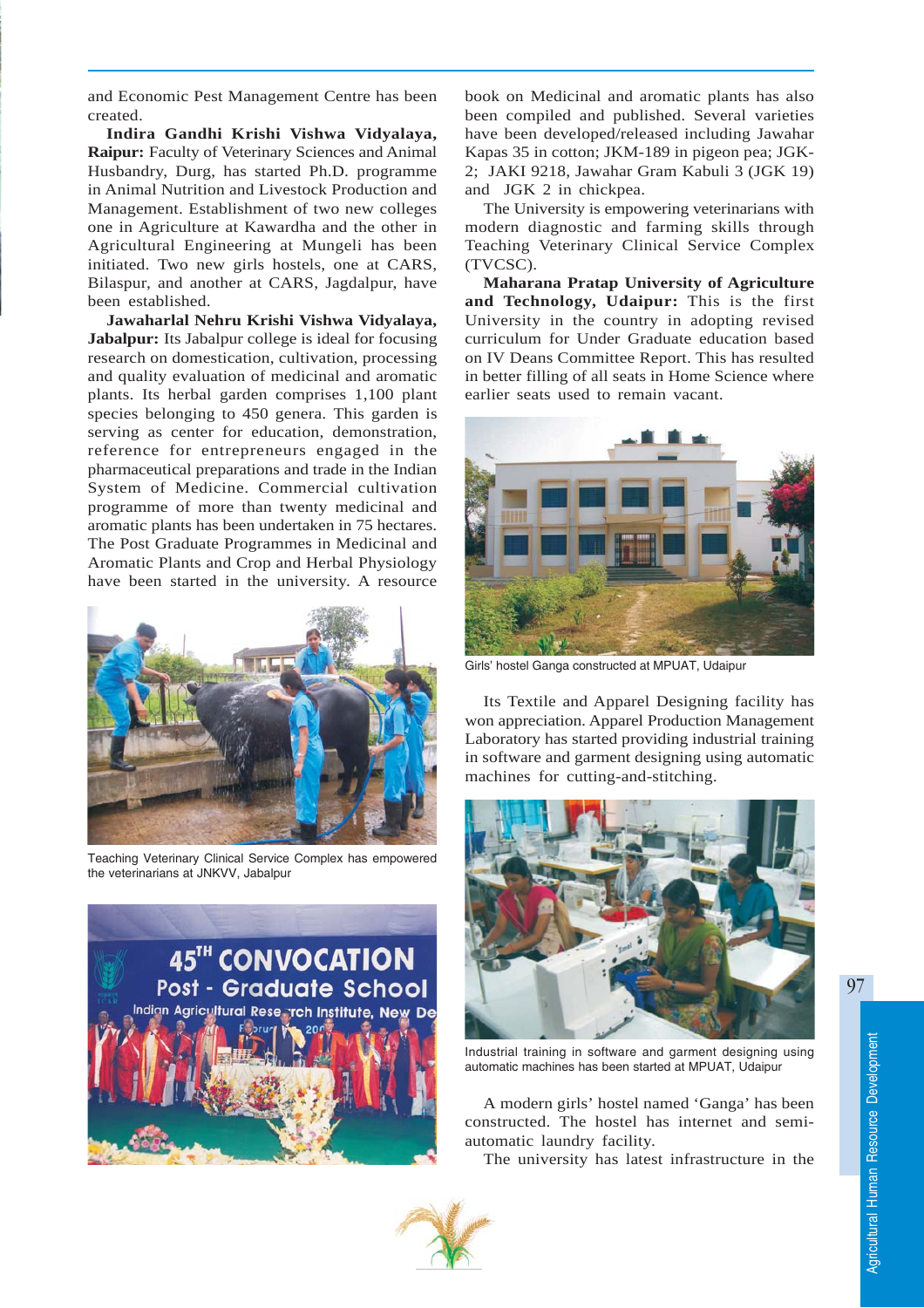and Economic Pest Management Centre has been created.

**Indira Gandhi Krishi Vishwa Vidyalaya, Raipur:** Faculty of Veterinary Sciences and Animal Husbandry, Durg, has started Ph.D. programme in Animal Nutrition and Livestock Production and Management. Establishment of two new colleges one in Agriculture at Kawardha and the other in Agricultural Engineering at Mungeli has been initiated. Two new girls hostels, one at CARS, Bilaspur, and another at CARS, Jagdalpur, have been established.

**Jawaharlal Nehru Krishi Vishwa Vidyalaya, Jabalpur:** Its Jabalpur college is ideal for focusing research on domestication, cultivation, processing and quality evaluation of medicinal and aromatic plants. Its herbal garden comprises 1,100 plant species belonging to 450 genera. This garden is serving as center for education, demonstration, reference for entrepreneurs engaged in the pharmaceutical preparations and trade in the Indian System of Medicine. Commercial cultivation programme of more than twenty medicinal and aromatic plants has been undertaken in 75 hectares. The Post Graduate Programmes in Medicinal and Aromatic Plants and Crop and Herbal Physiology have been started in the university. A resource book on Medicinal and aromatic plants has also been compiled and published. Several varieties have been developed/released including Jawahar Kapas 35 in cotton; JKM-189 in pigeon pea; JGK-2; JAKI 9218, Jawahar Gram Kabuli 3 (JGK 19) and JGK 2 in chickpea.

Teaching Veterinary Clinical Service Complex has empowered the veterinarians at JNKVV, Jabalpur

The University is empowering veterinarians with modern diagnostic and farming skills through Teaching Veterinary Clinical Service Complex (TVCSC).

**Maharana Pratap University of Agriculture and Technology, Udaipur:** This is the first University in the country in adopting revised curriculum for Under Graduate education based on IV Deans Committee Report. This has resulted in better filling of all seats in Home Science where earlier seats used to remain vacant.

Girls' hostel Ganga constructed at MPUAT, Udaipur

Its Textile and Apparel Designing facility has won appreciation. Apparel Production Management Laboratory has started providing industrial training in software and garment designing using automatic machines for cutting-and-stitching.

Industrial training in software and garment designing using automatic machines has been started at MPUAT, Udaipur

A modern girls' hostel named 'Ganga' has been constructed. The hostel has internet and semi-automatic laundry facility.

The university has latest infrastructure in the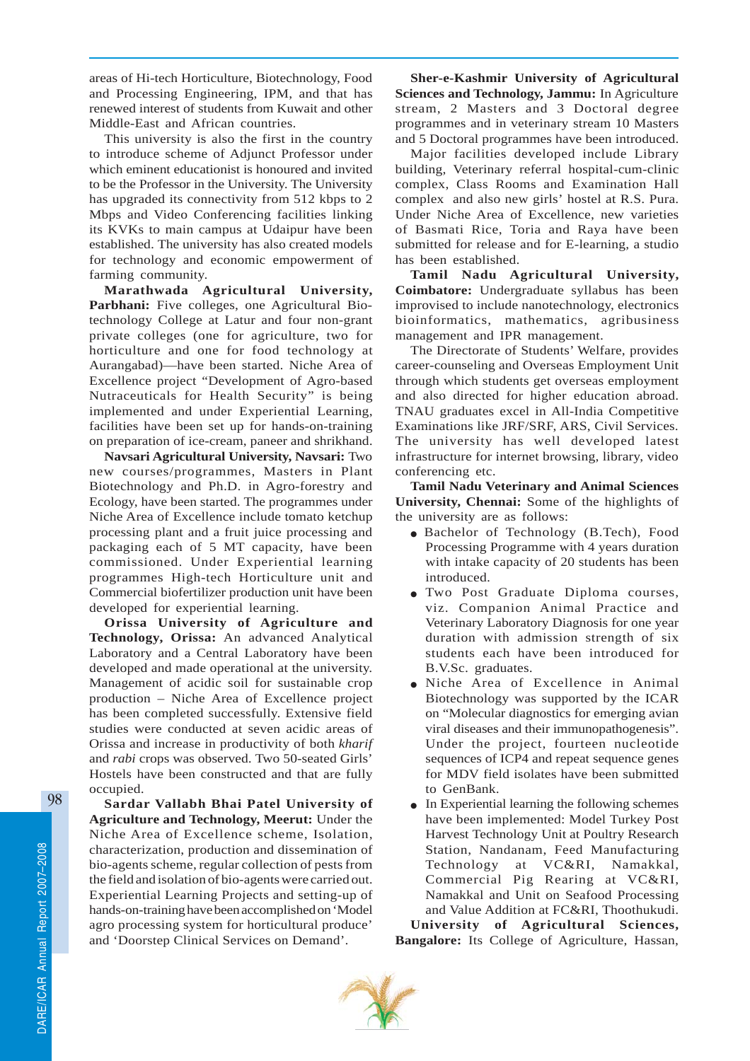areas of Hi-tech Horticulture, Biotechnology, Food and Processing Engineering, IPM, and that has renewed interest of students from Kuwait and other Middle-East and African countries.

This university is also the first in the country to introduce scheme of Adjunct Professor under which eminent educationist is honoured and invited to be the Professor in the University. The University has upgraded its connectivity from 512 kbps to 2 Mbps and Video Conferencing facilities linking its KVKs to main campus at Udaipur have been established. The university has also created models for technology and economic empowerment of farming community.

**Marathwada Agricultural University, Parbhani:** Five colleges, one Agricultural Biotechnology College at Latur and four non-grant private colleges (one for agriculture, two for horticulture and one for food technology at Aurangabad)—have been started. Niche Area of Excellence project "Development of Agro-based Nutraceuticals for Health Security" is being implemented and under Experiential Learning, facilities have been set up for hands-on-training on preparation of ice-cream, paneer and shrikhand.

**Navsari Agricultural University, Navsari:** Two new courses/programmes, Masters in Plant Biotechnology and Ph.D. in Agro-forestry and Ecology, have been started. The programmes under Niche Area of Excellence include tomato ketchup processing plant and a fruit juice processing and packaging each of 5 MT capacity, have been commissioned. Under Experiential learning programmes High-tech Horticulture unit and Commercial biofertilizer production unit have been developed for experiential learning.

**Orissa University of Agriculture and Technology, Orissa:** An advanced Analytical Laboratory and a Central Laboratory have been developed and made operational at the university. Management of acidic soil for sustainable crop production – Niche Area of Excellence project has been completed successfully. Extensive field studies were conducted at seven acidic areas of Orissa and increase in productivity of both *kharif* and *rabi* crops was observed. Two 50-seated Girls' Hostels have been constructed and that are fully occupied.

**Sardar Vallabh Bhai Patel University of Agriculture and Technology, Meerut:** Under the Niche Area of Excellence scheme, Isolation, characterization, production and dissemination of bio-agents scheme, regular collection of pests from the field and isolation of bio-agents were carried out. Experiential Learning Projects and setting-up of hands-on-training have been accomplished on 'Model agro processing system for horticultural produce' and 'Doorstep Clinical Services on Demand'.

**Sher-e-Kashmir University of Agricultural Sciences and Technology, Jammu:** In Agriculture stream, 2 Masters and 3 Doctoral degree programmes and in veterinary stream 10 Masters and 5 Doctoral programmes have been introduced.

Major facilities developed include Library building, Veterinary referral hospital-cum-clinic complex, Class Rooms and Examination Hall complex and also new girls' hostel at R.S. Pura. Under Niche Area of Excellence, new varieties of Basmati Rice, Toria and Raya have been submitted for release and for E-learning, a studio has been established.

**Tamil Nadu Agricultural University, Coimbatore:** Undergraduate syllabus has been improvised to include nanotechnology, electronics bioinformatics, mathematics, agribusiness management and IPR management.

The Directorate of Students' Welfare, provides career-counseling and Overseas Employment Unit through which students get overseas employment and also directed for higher education abroad. TNAU graduates excel in All-India Competitive Examinations like JRF/SRF, ARS, Civil Services. The university has well developed latest infrastructure for internet browsing, library, video conferencing etc.

**Tamil Nadu Veterinary and Animal Sciences University, Chennai:** Some of the highlights of the university are as follows:

- Bachelor of Technology (B.Tech), Food Processing Programme with 4 years duration with intake capacity of 20 students has been introduced.
- Two Post Graduate Diploma courses, viz. Companion Animal Practice and Veterinary Laboratory Diagnosis for one year duration with admission strength of six students each have been introduced for B.V.Sc. graduates.
- Niche Area of Excellence in Animal Biotechnology was supported by the ICAR on "Molecular diagnostics for emerging avian viral diseases and their immunopathogenesis". Under the project, fourteen nucleotide sequences of ICP4 and repeat sequence genes for MDV field isolates have been submitted to GenBank.
- In Experiential learning the following schemes have been implemented: Model Turkey Post Harvest Technology Unit at Poultry Research Station, Nandanam, Feed Manufacturing Technology at VC&RI, Namakkal, Commercial Pig Rearing at VC&RI, Namakkal and Unit on Seafood Processing and Value Addition at FC&RI, Thoothukudi.

**University of Agricultural Sciences, Bangalore:** Its College of Agriculture, Hassan,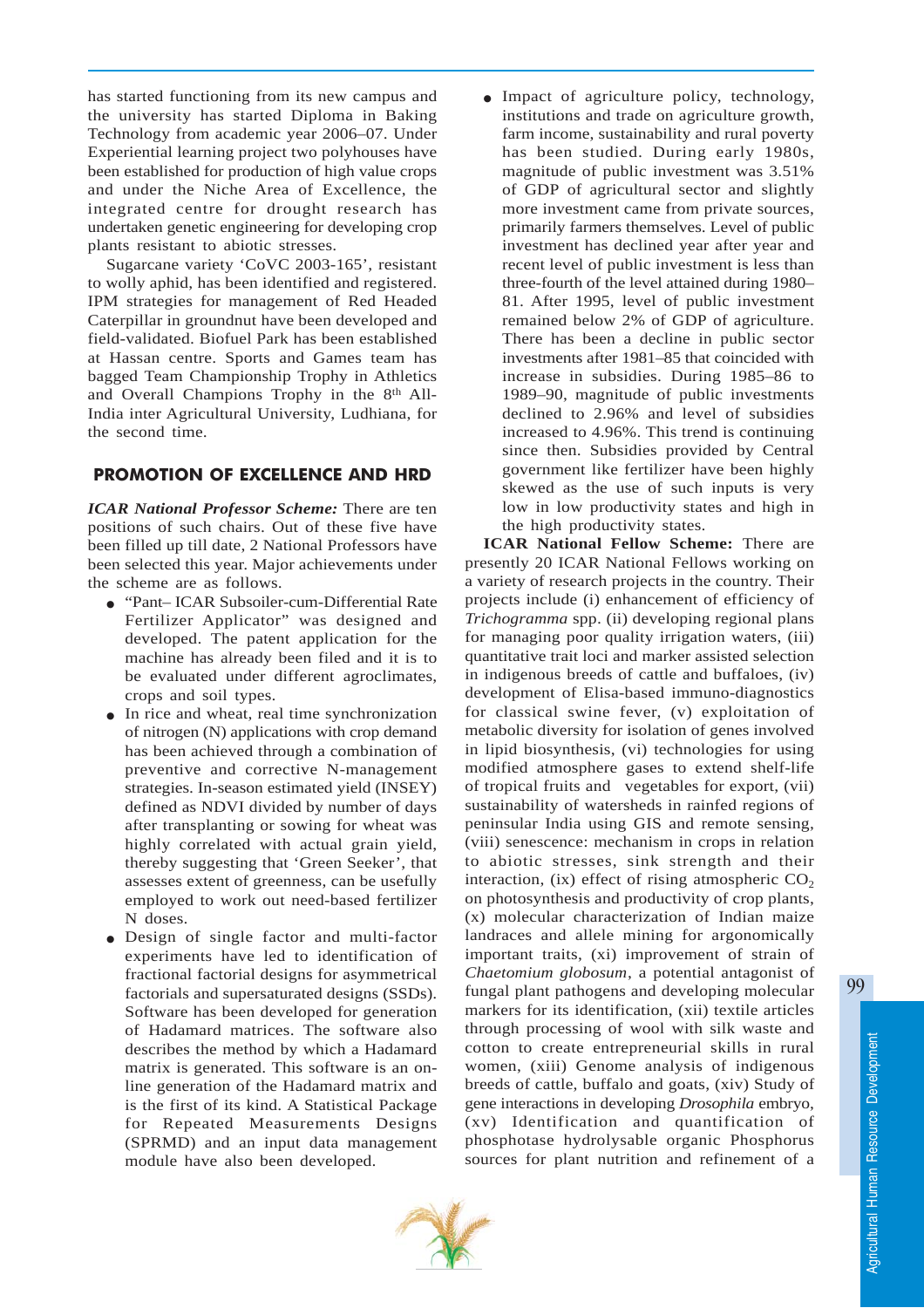has started functioning from its new campus and the university has started Diploma in Baking Technology from academic year 2006–07. Under Experiential learning project two polyhouses have been established for production of high value crops and under the Niche Area of Excellence, the integrated centre for drought research has undertaken genetic engineering for developing crop plants resistant to abiotic stresses.

Sugarcane variety 'CoVC 2003-165', resistant to wolly aphid, has been identified and registered. IPM strategies for management of Red Headed Caterpillar in groundnut have been developed and field-validated. Biofuel Park has been established at Hassan centre. Sports and Games team has bagged Team Championship Trophy in Athletics and Overall Champions Trophy in the 8th All-India inter Agricultural University, Ludhiana, for the second time.

## PROMOTION OF EXCELLENCE AND HRD

***ICAR National Professor Scheme:*** There are ten positions of such chairs. Out of these five have been filled up till date, 2 National Professors have been selected this year. Major achievements under the scheme are as follows.

- "Pant– ICAR Subsoiler-cum-Differential Rate Fertilizer Applicator" was designed and developed. The patent application for the machine has already been filed and it is to be evaluated under different agroclimates, crops and soil types.
- In rice and wheat, real time synchronization of nitrogen (N) applications with crop demand has been achieved through a combination of preventive and corrective N-management strategies. In-season estimated yield (INSEY) defined as NDVI divided by number of days after transplanting or sowing for wheat was highly correlated with actual grain yield, thereby suggesting that 'Green Seeker', that assesses extent of greenness, can be usefully employed to work out need-based fertilizer N doses.
- Design of single factor and multi-factor experiments have led to identification of fractional factorial designs for asymmetrical factorials and supersaturated designs (SSDs). Software has been developed for generation of Hadamard matrices. The software also describes the method by which a Hadamard matrix is generated. This software is an on-line generation of the Hadamard matrix and is the first of its kind. A Statistical Package for Repeated Measurements Designs (SPRMD) and an input data management module have also been developed.
- Impact of agriculture policy, technology, institutions and trade on agriculture growth, farm income, sustainability and rural poverty has been studied. During early 1980s, magnitude of public investment was 3.51% of GDP of agricultural sector and slightly more investment came from private sources, primarily farmers themselves. Level of public investment has declined year after year and recent level of public investment is less than three-fourth of the level attained during 1980–81. After 1995, level of public investment remained below 2% of GDP of agriculture. There has been a decline in public sector investments after 1981–85 that coincided with increase in subsidies. During 1985–86 to 1989–90, magnitude of public investments declined to 2.96% and level of subsidies increased to 4.96%. This trend is continuing since then. Subsidies provided by Central government like fertilizer have been highly skewed as the use of such inputs is very low in low productivity states and high in the high productivity states.

**ICAR National Fellow Scheme:** There are presently 20 ICAR National Fellows working on a variety of research projects in the country. Their projects include (i) enhancement of efficiency of *Trichogramma* spp. (ii) developing regional plans for managing poor quality irrigation waters, (iii) quantitative trait loci and marker assisted selection in indigenous breeds of cattle and buffaloes, (iv) development of Elisa-based immuno-diagnostics for classical swine fever, (v) exploitation of metabolic diversity for isolation of genes involved in lipid biosynthesis, (vi) technologies for using modified atmosphere gases to extend shelf-life of tropical fruits and vegetables for export, (vii) sustainability of watersheds in rainfed regions of peninsular India using GIS and remote sensing, (viii) senescence: mechanism in crops in relation to abiotic stresses, sink strength and their interaction, (ix) effect of rising atmospheric $CO_2$ on photosynthesis and productivity of crop plants, (x) molecular characterization of Indian maize landraces and allele mining for argonomically important traits, (xi) improvement of strain of *Chaetomium globosum*, a potential antagonist of fungal plant pathogens and developing molecular markers for its identification, (xii) textile articles through processing of wool with silk waste and cotton to create entrepreneurial skills in rural women, (xiii) Genome analysis of indigenous breeds of cattle, buffalo and goats, (xiv) Study of gene interactions in developing *Drosophila* embryo, (xv) Identification and quantification of phosphotase hydrolysable organic Phosphorus sources for plant nutrition and refinement of a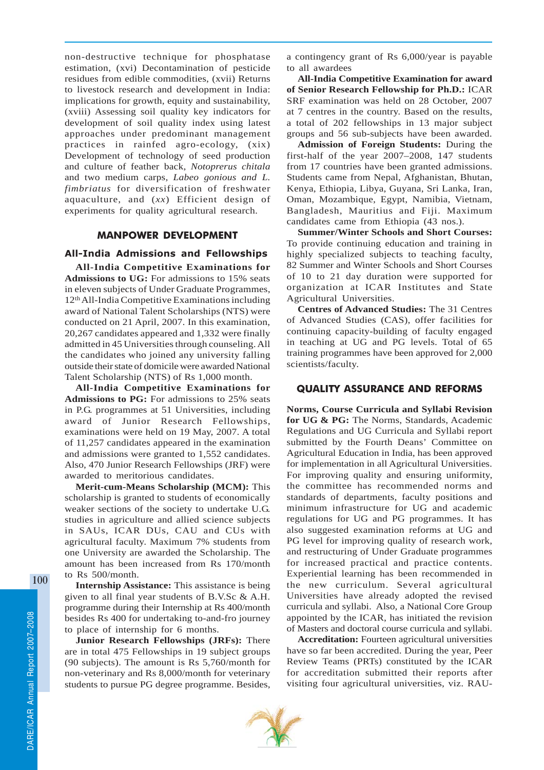non-destructive technique for phosphatase estimation, (xvi) Decontamination of pesticide residues from edible commodities, (xvii) Returns to livestock research and development in India: implications for growth, equity and sustainability, (xviii) Assessing soil quality key indicators for development of soil quality index using latest approaches under predominant management practices in rainfed agro-ecology, (xix) Development of technology of seed production and culture of feather back, *Notoprerus chitala* and two medium carps, *Labeo gonious and L. fimbriatus* for diversification of freshwater aquaculture, and (*xx*) Efficient design of experiments for quality agricultural research.

## MANPOWER DEVELOPMENT

### All-India Admissions and Fellowships

**All-India Competitive Examinations for Admissions to UG:** For admissions to 15% seats in eleven subjects of Under Graduate Programmes, 12th All-India Competitive Examinations including award of National Talent Scholarships (NTS) were conducted on 21 April, 2007. In this examination, 20,267 candidates appeared and 1,332 were finally admitted in 45 Universities through counseling. All the candidates who joined any university falling outside their state of domicile were awarded National Talent Scholarship (NTS) of Rs 1,000 month.

**All-India Competitive Examinations for Admissions to PG:** For admissions to 25% seats in P.G. programmes at 51 Universities, including award of Junior Research Fellowships, examinations were held on 19 May, 2007. A total of 11,257 candidates appeared in the examination and admissions were granted to 1,552 candidates. Also, 470 Junior Research Fellowships (JRF) were awarded to meritorious candidates.

**Merit-cum-Means Scholarship (MCM):** This scholarship is granted to students of economically weaker sections of the society to undertake U.G. studies in agriculture and allied science subjects in SAUs, ICAR DUs, CAU and CUs with agricultural faculty. Maximum 7% students from one University are awarded the Scholarship. The amount has been increased from Rs 170/month to Rs 500/month.

**Internship Assistance:** This assistance is being given to all final year students of B.V.Sc & A.H. programme during their Internship at Rs 400/month besides Rs 400 for undertaking to-and-fro journey to place of internship for 6 months.

**Junior Research Fellowships (JRFs):** There are in total 475 Fellowships in 19 subject groups (90 subjects). The amount is Rs 5,760/month for non-veterinary and Rs 8,000/month for veterinary students to pursue PG degree programme. Besides, a contingency grant of Rs 6,000/year is payable to all awardees

**All-India Competitive Examination for award of Senior Research Fellowship for Ph.D.:** ICAR SRF examination was held on 28 October, 2007 at 7 centres in the country. Based on the results, a total of 202 fellowships in 13 major subject groups and 56 sub-subjects have been awarded.

**Admission of Foreign Students:** During the first-half of the year 2007–2008, 147 students from 17 countries have been granted admissions. Students came from Nepal, Afghanistan, Bhutan, Kenya, Ethiopia, Libya, Guyana, Sri Lanka, Iran, Oman, Mozambique, Egypt, Namibia, Vietnam, Bangladesh, Mauritius and Fiji. Maximum candidates came from Ethiopia (43 nos.).

**Summer/Winter Schools and Short Courses:** To provide continuing education and training in highly specialized subjects to teaching faculty, 82 Summer and Winter Schools and Short Courses of 10 to 21 day duration were supported for organization at ICAR Institutes and State Agricultural Universities.

**Centres of Advanced Studies:** The 31 Centres of Advanced Studies (CAS), offer facilities for continuing capacity-building of faculty engaged in teaching at UG and PG levels. Total of 65 training programmes have been approved for 2,000 scientists/faculty.

## QUALITY ASSURANCE AND REFORMS

**Norms, Course Curricula and Syllabi Revision for UG & PG:** The Norms, Standards, Academic Regulations and UG Curricula and Syllabi report submitted by the Fourth Deans' Committee on Agricultural Education in India, has been approved for implementation in all Agricultural Universities. For improving quality and ensuring uniformity, the committee has recommended norms and standards of departments, faculty positions and minimum infrastructure for UG and academic regulations for UG and PG programmes. It has also suggested examination reforms at UG and PG level for improving quality of research work, and restructuring of Under Graduate programmes for increased practical and practice contents. Experiential learning has been recommended in the new curriculum. Several agricultural Universities have already adopted the revised curricula and syllabi. Also, a National Core Group appointed by the ICAR, has initiated the revision of Masters and doctoral course curricula and syllabi.

**Accreditation:** Fourteen agricultural universities have so far been accredited. During the year, Peer Review Teams (PRTs) constituted by the ICAR for accreditation submitted their reports after visiting four agricultural universities, viz. RAU-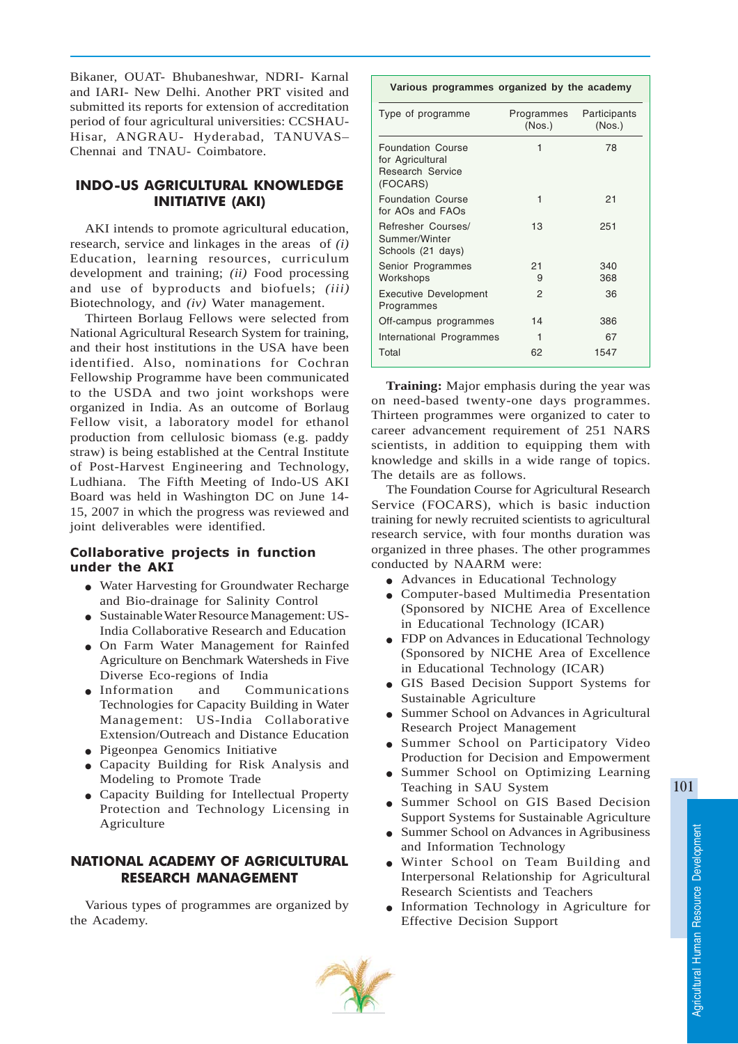Bikaner, OUAT- Bhubaneshwar, NDRI- Karnal and IARI- New Delhi. Another PRT visited and submitted its reports for extension of accreditation period of four agricultural universities: CCSHAU- Hisar, ANGRAU- Hyderabad, TANUVAS– Chennai and TNAU- Coimbatore.

## INDO-US AGRICULTURAL KNOWLEDGE INITIATIVE (AKI)

AKI intends to promote agricultural education, research, service and linkages in the areas of *(i)* Education, learning resources, curriculum development and training; *(ii)* Food processing and use of byproducts and biofuels; *(iii)* Biotechnology, and *(iv)* Water management.

Thirteen Borlaug Fellows were selected from National Agricultural Research System for training, and their host institutions in the USA have been identified. Also, nominations for Cochran Fellowship Programme have been communicated to the USDA and two joint workshops were organized in India. As an outcome of Borlaug Fellow visit, a laboratory model for ethanol production from cellulosic biomass (e.g. paddy straw) is being established at the Central Institute of Post-Harvest Engineering and Technology, Ludhiana. The Fifth Meeting of Indo-US AKI Board was held in Washington DC on June 14-15, 2007 in which the progress was reviewed and joint deliverables were identified.

### Collaborative projects in function under the AKI

- Water Harvesting for Groundwater Recharge and Bio-drainage for Salinity Control
- Sustainable Water Resource Management: US-India Collaborative Research and Education
- On Farm Water Management for Rainfed Agriculture on Benchmark Watersheds in Five Diverse Eco-regions of India
- Information and Communications Technologies for Capacity Building in Water Management: US-India Collaborative Extension/Outreach and Distance Education
- Pigeonpea Genomics Initiative
- Capacity Building for Risk Analysis and Modeling to Promote Trade
- Capacity Building for Intellectual Property Protection and Technology Licensing in Agriculture

## NATIONAL ACADEMY OF AGRICULTURAL RESEARCH MANAGEMENT

Various types of programmes are organized by the Academy.

**Various programmes organized by the academy**

| Type of programme | Programmes (Nos.) | Participants (Nos.) |
|---|---|---|
| Foundation Course for Agricultural Research Service (FOCARS) | 1 | 78 |
| Foundation Course for AOs and FAOs | 1 | 21 |
| Refresher Courses/ Summer/Winter Schools (21 days) | 13 | 251 |
| Senior Programmes | 21 | 340 |
| Workshops | 9 | 368 |
| Executive Development Programmes | 2 | 36 |
| Off-campus programmes | 14 | 386 |
| International Programmes | 1 | 67 |
| Total | 62 | 1547 |

**Training:** Major emphasis during the year was on need-based twenty-one days programmes. Thirteen programmes were organized to cater to career advancement requirement of 251 NARS scientists, in addition to equipping them with knowledge and skills in a wide range of topics. The details are as follows.

The Foundation Course for Agricultural Research Service (FOCARS), which is basic induction training for newly recruited scientists to agricultural research service, with four months duration was organized in three phases. The other programmes conducted by NAARM were:

- Advances in Educational Technology
- Computer-based Multimedia Presentation (Sponsored by NICHE Area of Excellence in Educational Technology (ICAR)
- FDP on Advances in Educational Technology (Sponsored by NICHE Area of Excellence in Educational Technology (ICAR)
- GIS Based Decision Support Systems for Sustainable Agriculture
- Summer School on Advances in Agricultural Research Project Management
- Summer School on Participatory Video Production for Decision and Empowerment
- Summer School on Optimizing Learning Teaching in SAU System
- Summer School on GIS Based Decision Support Systems for Sustainable Agriculture
- Summer School on Advances in Agribusiness and Information Technology
- Winter School on Team Building and Interpersonal Relationship for Agricultural Research Scientists and Teachers
- Information Technology in Agriculture for Effective Decision Support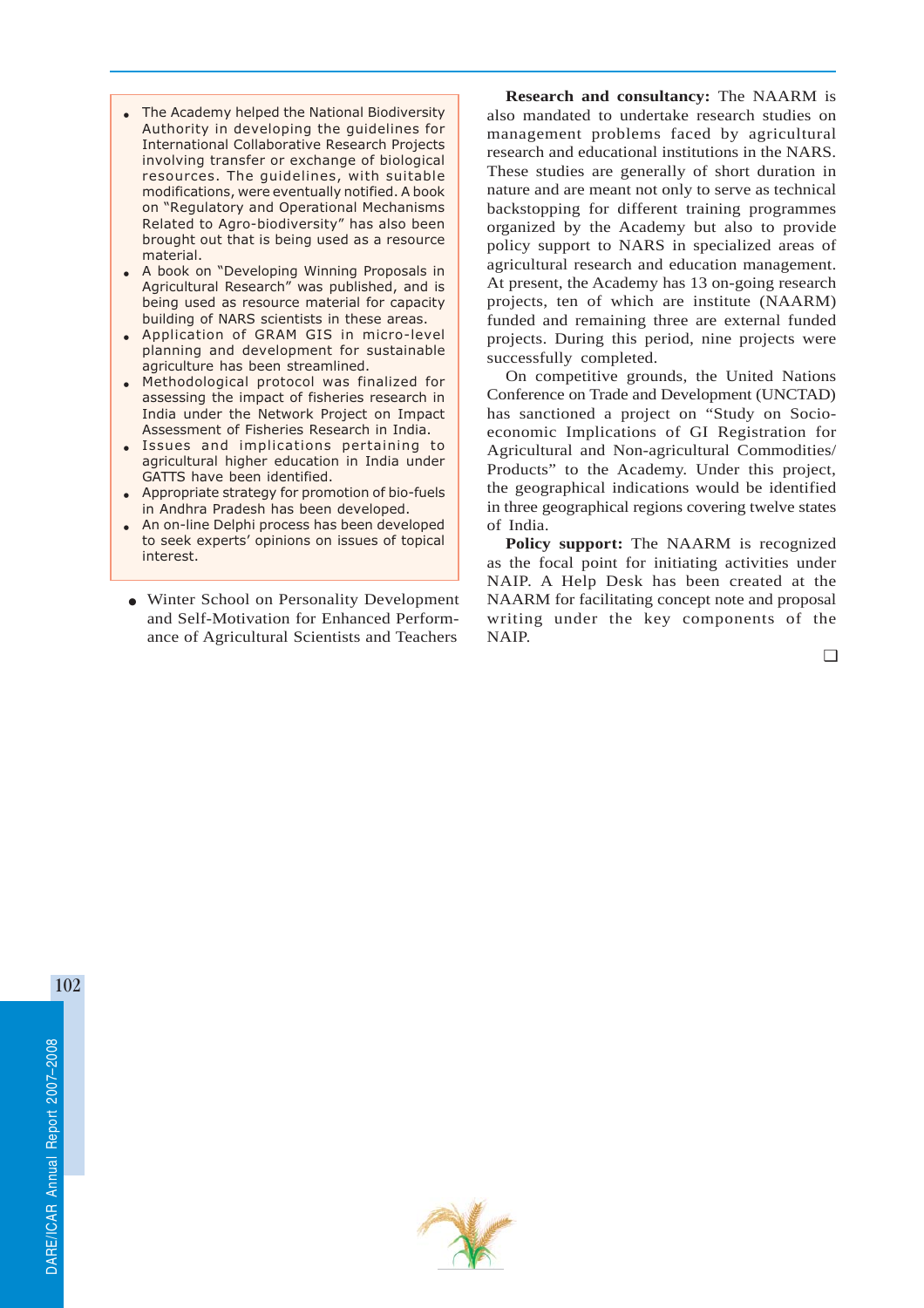- The Academy helped the National Biodiversity Authority in developing the guidelines for International Collaborative Research Projects involving transfer or exchange of biological resources. The guidelines, with suitable modifications, were eventually notified. A book on "Regulatory and Operational Mechanisms Related to Agro-biodiversity" has also been brought out that is being used as a resource material.
- A book on "Developing Winning Proposals in Agricultural Research" was published, and is being used as resource material for capacity building of NARS scientists in these areas.
- Application of GRAM GIS in micro-level planning and development for sustainable agriculture has been streamlined.
- Methodological protocol was finalized for assessing the impact of fisheries research in India under the Network Project on Impact Assessment of Fisheries Research in India.
- Issues and implications pertaining to agricultural higher education in India under GATTS have been identified.
- Appropriate strategy for promotion of bio-fuels in Andhra Pradesh has been developed.
- An on-line Delphi process has been developed to seek experts' opinions on issues of topical interest.

- Winter School on Personality Development and Self-Motivation for Enhanced Performance of Agricultural Scientists and Teachers

**Research and consultancy:** The NAARM is also mandated to undertake research studies on management problems faced by agricultural research and educational institutions in the NARS. These studies are generally of short duration in nature and are meant not only to serve as technical backstopping for different training programmes organized by the Academy but also to provide policy support to NARS in specialized areas of agricultural research and education management. At present, the Academy has 13 on-going research projects, ten of which are institute (NAARM) funded and remaining three are external funded projects. During this period, nine projects were successfully completed.

On competitive grounds, the United Nations Conference on Trade and Development (UNCTAD) has sanctioned a project on "Study on Socio-economic Implications of GI Registration for Agricultural and Non-agricultural Commodities/ Products" to the Academy. Under this project, the geographical indications would be identified in three geographical regions covering twelve states of India.

**Policy support:** The NAARM is recognized as the focal point for initiating activities under NAIP. A Help Desk has been created at the NAARM for facilitating concept note and proposal writing under the key components of the NAIP.